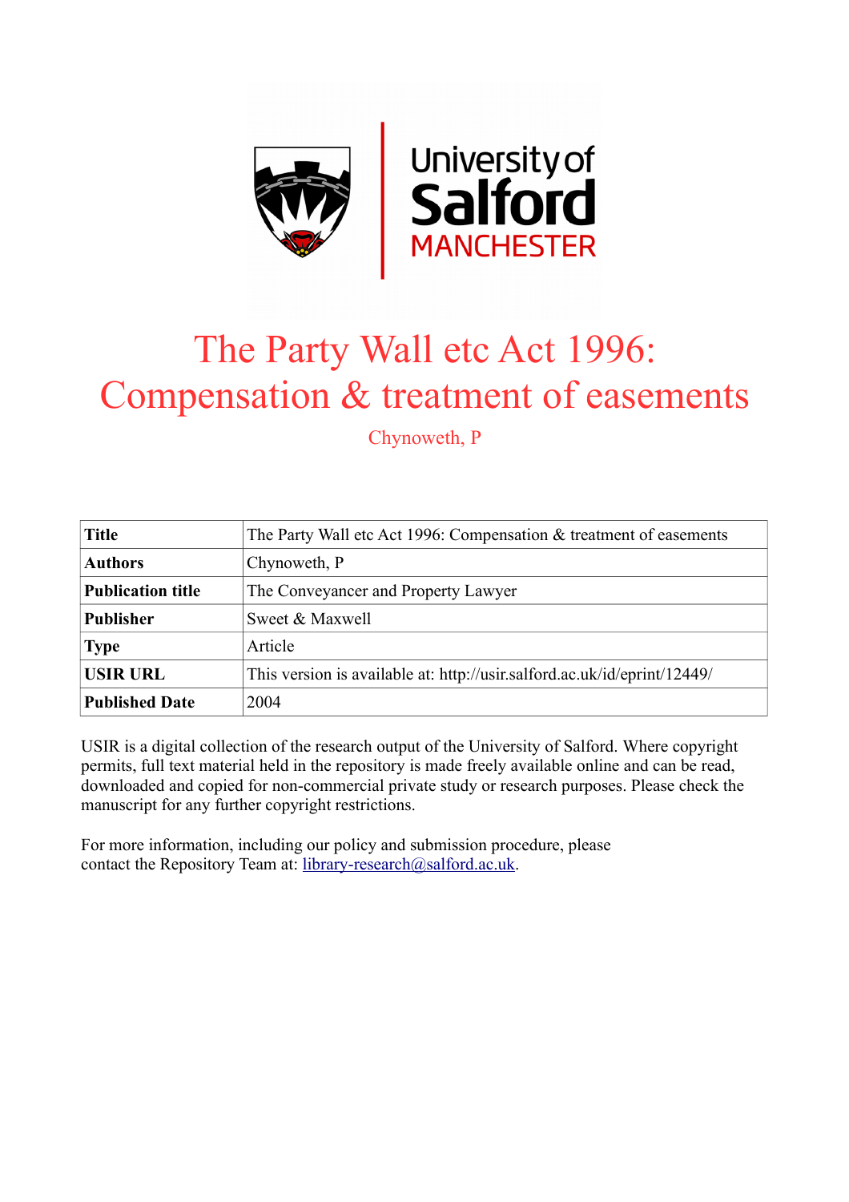# The Party Wall etc Act 1996: Compensation & treatment of easements

Chynoweth, P

| **Title** | The Party Wall etc Act 1996: Compensation & treatment of easements |
|---|---|
| **Authors** | Chynoweth, P |
| **Publication title** | The Conveyancer and Property Lawyer |
| **Publisher** | Sweet & Maxwell |
| **Type** | Article |
| **USIR URL** | This version is available at: http://usir.salford.ac.uk/id/eprint/12449/ |
| **Published Date** | 2004 |

USIR is a digital collection of the research output of the University of Salford. Where copyright permits, full text material held in the repository is made freely available online and can be read, downloaded and copied for non-commercial private study or research purposes. Please check the manuscript for any further copyright restrictions.

For more information, including our policy and submission procedure, please contact the Repository Team at: library-research@salford.ac.uk.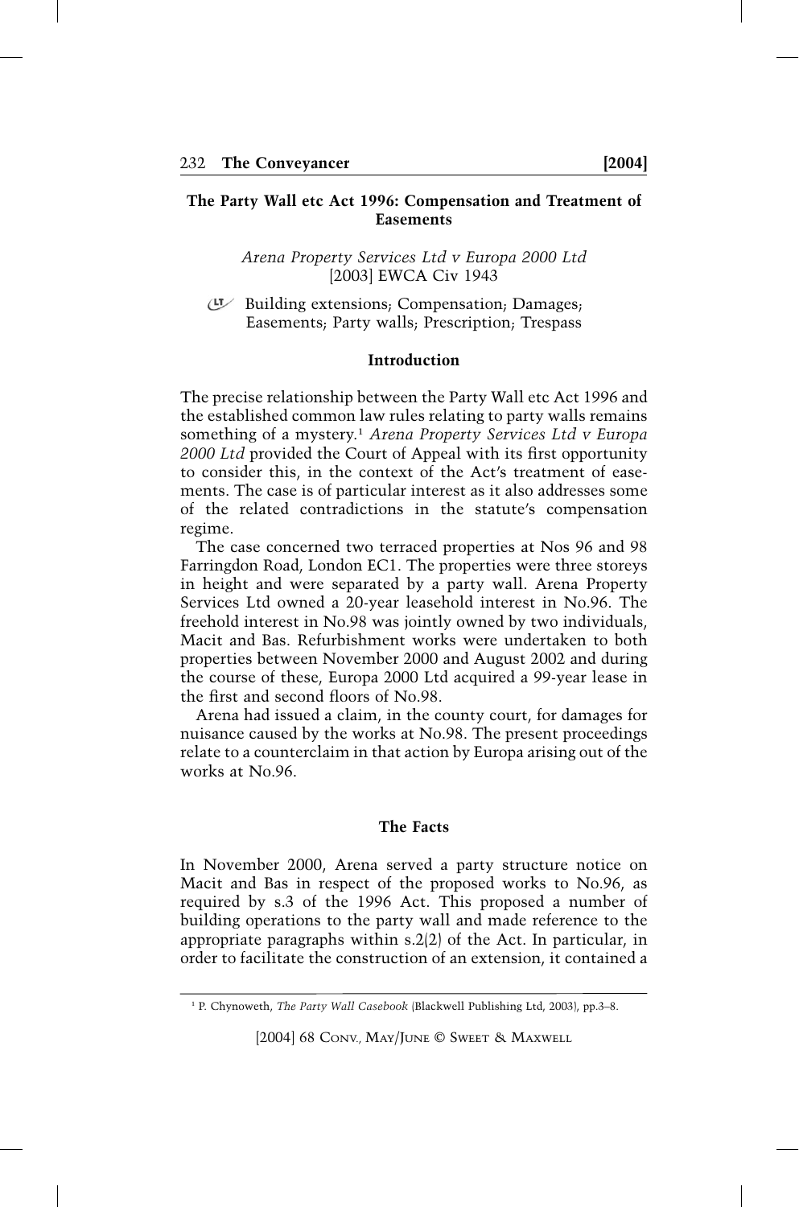## The Party Wall etc Act 1996: Compensation and Treatment of Easements

*Arena Property Services Ltd v Europa 2000 Ltd*
[2003] EWCA Civ 1943

Building extensions; Compensation; Damages; Easements; Party walls; Prescription; Trespass

### Introduction

The precise relationship between the Party Wall etc Act 1996 and the established common law rules relating to party walls remains something of a mystery.[1] *Arena Property Services Ltd v Europa 2000 Ltd* provided the Court of Appeal with its first opportunity to consider this, in the context of the Act's treatment of easements. The case is of particular interest as it also addresses some of the related contradictions in the statute's compensation regime.

The case concerned two terraced properties at Nos 96 and 98 Farringdon Road, London EC1. The properties were three storeys in height and were separated by a party wall. Arena Property Services Ltd owned a 20-year leasehold interest in No.96. The freehold interest in No.98 was jointly owned by two individuals, Macit and Bas. Refurbishment works were undertaken to both properties between November 2000 and August 2002 and during the course of these, Europa 2000 Ltd acquired a 99-year lease in the first and second floors of No.98.

Arena had issued a claim, in the county court, for damages for nuisance caused by the works at No.98. The present proceedings relate to a counterclaim in that action by Europa arising out of the works at No.96.

### The Facts

In November 2000, Arena served a party structure notice on Macit and Bas in respect of the proposed works to No.96, as required by s.3 of the 1996 Act. This proposed a number of building operations to the party wall and made reference to the appropriate paragraphs within s.2(2) of the Act. In particular, in order to facilitate the construction of an extension, it contained a

[1] P. Chynoweth, *The Party Wall Casebook* (Blackwell Publishing Ltd, 2003), pp.3–8.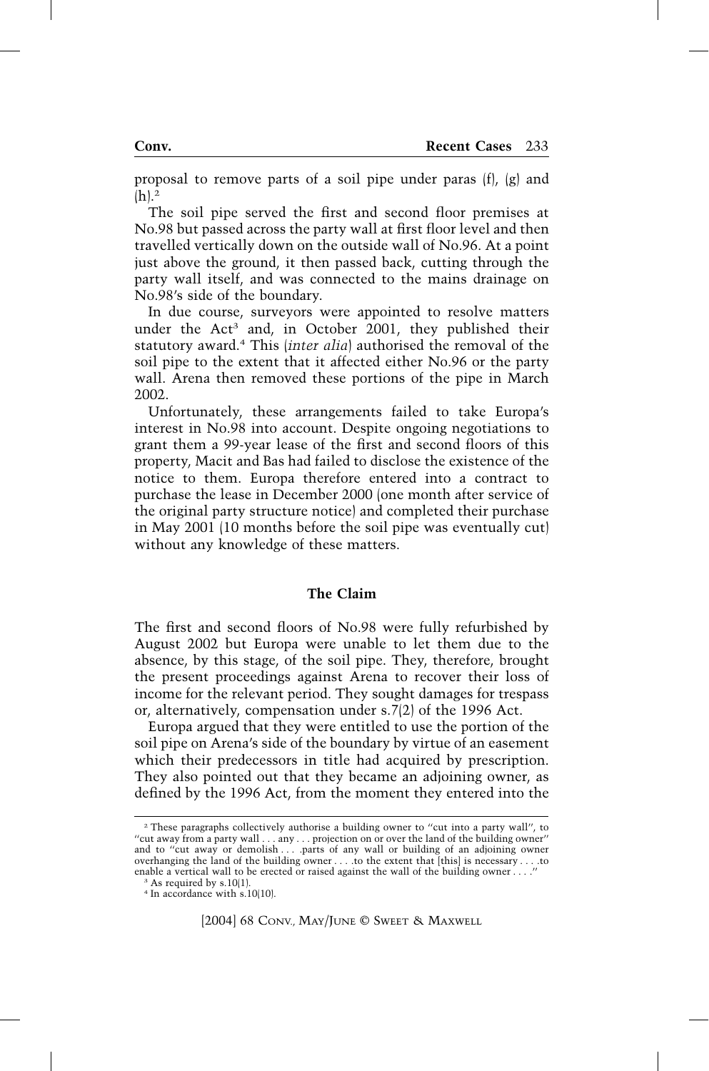proposal to remove parts of a soil pipe under paras (f), (g) and (h).[2]

The soil pipe served the first and second floor premises at No.98 but passed across the party wall at first floor level and then travelled vertically down on the outside wall of No.96. At a point just above the ground, it then passed back, cutting through the party wall itself, and was connected to the mains drainage on No.98's side of the boundary.

In due course, surveyors were appointed to resolve matters under the Act[3] and, in October 2001, they published their statutory award.[4] This (*inter alia*) authorised the removal of the soil pipe to the extent that it affected either No.96 or the party wall. Arena then removed these portions of the pipe in March 2002.

Unfortunately, these arrangements failed to take Europa's interest in No.98 into account. Despite ongoing negotiations to grant them a 99-year lease of the first and second floors of this property, Macit and Bas had failed to disclose the existence of the notice to them. Europa therefore entered into a contract to purchase the lease in December 2000 (one month after service of the original party structure notice) and completed their purchase in May 2001 (10 months before the soil pipe was eventually cut) without any knowledge of these matters.

### The Claim

The first and second floors of No.98 were fully refurbished by August 2002 but Europa were unable to let them due to the absence, by this stage, of the soil pipe. They, therefore, brought the present proceedings against Arena to recover their loss of income for the relevant period. They sought damages for trespass or, alternatively, compensation under s.7(2) of the 1996 Act.

Europa argued that they were entitled to use the portion of the soil pipe on Arena's side of the boundary by virtue of an easement which their predecessors in title had acquired by prescription. They also pointed out that they became an adjoining owner, as defined by the 1996 Act, from the moment they entered into the

---

[2] These paragraphs collectively authorise a building owner to "cut into a party wall", to "cut away from a party wall . . . any . . . projection on or over the land of the building owner" and to "cut away or demolish . . . .parts of any wall or building of an adjoining owner overhanging the land of the building owner . . . .to the extent that [this] is necessary . . . .to enable a vertical wall to be erected or raised against the wall of the building owner . . . ."

[3] As required by s.10(1).

[4] In accordance with s.10(10).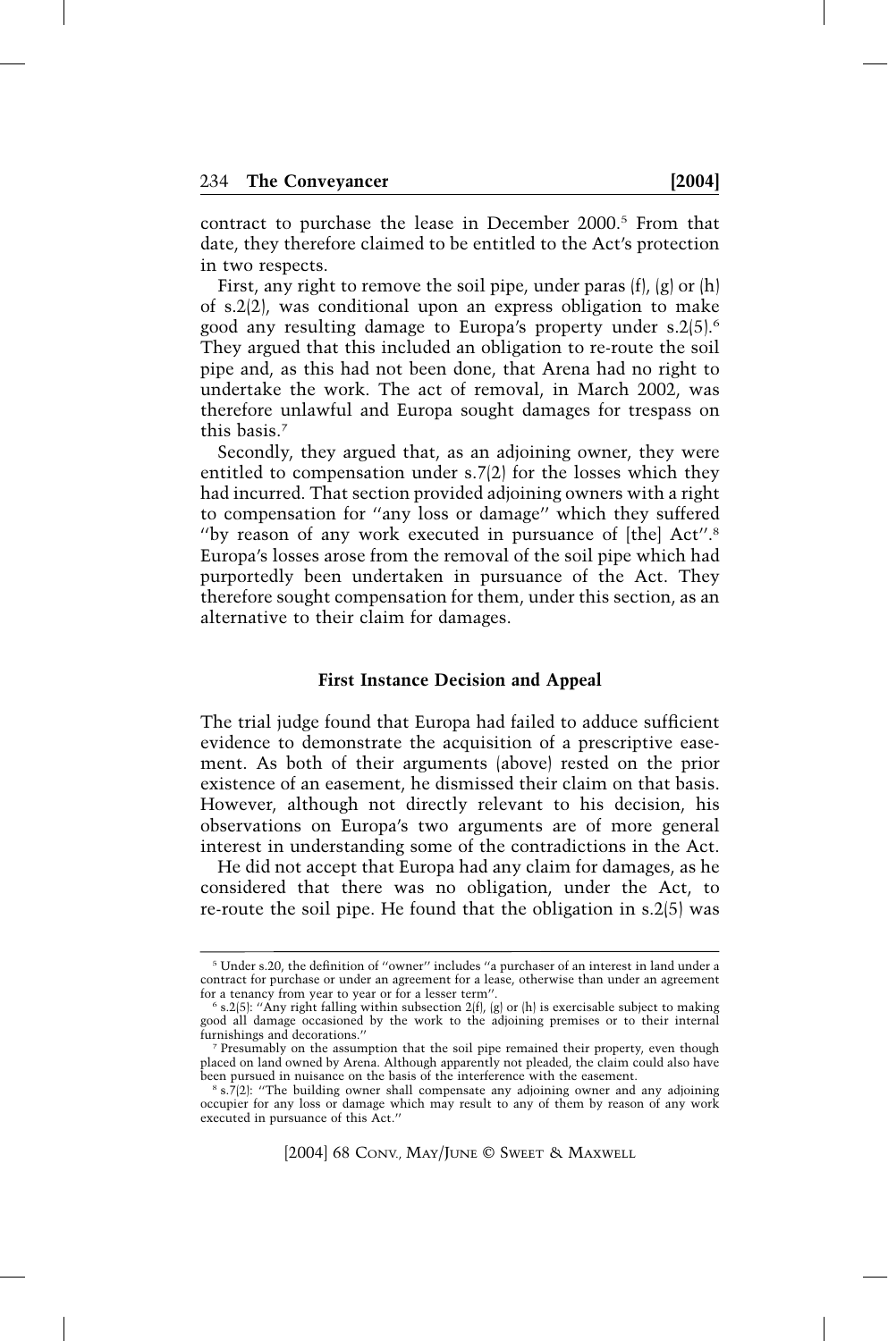contract to purchase the lease in December 2000.[5] From that date, they therefore claimed to be entitled to the Act's protection in two respects.

First, any right to remove the soil pipe, under paras (f), (g) or (h) of s.2(2), was conditional upon an express obligation to make good any resulting damage to Europa's property under s.2(5).[6] They argued that this included an obligation to re-route the soil pipe and, as this had not been done, that Arena had no right to undertake the work. The act of removal, in March 2002, was therefore unlawful and Europa sought damages for trespass on this basis.[7]

Secondly, they argued that, as an adjoining owner, they were entitled to compensation under s.7(2) for the losses which they had incurred. That section provided adjoining owners with a right to compensation for "any loss or damage" which they suffered "by reason of any work executed in pursuance of [the] Act".[8] Europa's losses arose from the removal of the soil pipe which had purportedly been undertaken in pursuance of the Act. They therefore sought compensation for them, under this section, as an alternative to their claim for damages.

### First Instance Decision and Appeal

The trial judge found that Europa had failed to adduce sufficient evidence to demonstrate the acquisition of a prescriptive easement. As both of their arguments (above) rested on the prior existence of an easement, he dismissed their claim on that basis. However, although not directly relevant to his decision, his observations on Europa's two arguments are of more general interest in understanding some of the contradictions in the Act.

He did not accept that Europa had any claim for damages, as he considered that there was no obligation, under the Act, to re-route the soil pipe. He found that the obligation in s.2(5) was

---

[5] Under s.20, the definition of "owner" includes "a purchaser of an interest in land under a contract for purchase or under an agreement for a lease, otherwise than under an agreement for a tenancy from year to year or for a lesser term".

[6] s.2(5): "Any right falling within subsection 2(f), (g) or (h) is exercisable subject to making good all damage occasioned by the work to the adjoining premises or to their internal furnishings and decorations."

[7] Presumably on the assumption that the soil pipe remained their property, even though placed on land owned by Arena. Although apparently not pleaded, the claim could also have been pursued in nuisance on the basis of the interference with the easement.

[8] s.7(2): "The building owner shall compensate any adjoining owner and any adjoining occupier for any loss or damage which may result to any of them by reason of any work executed in pursuance of this Act."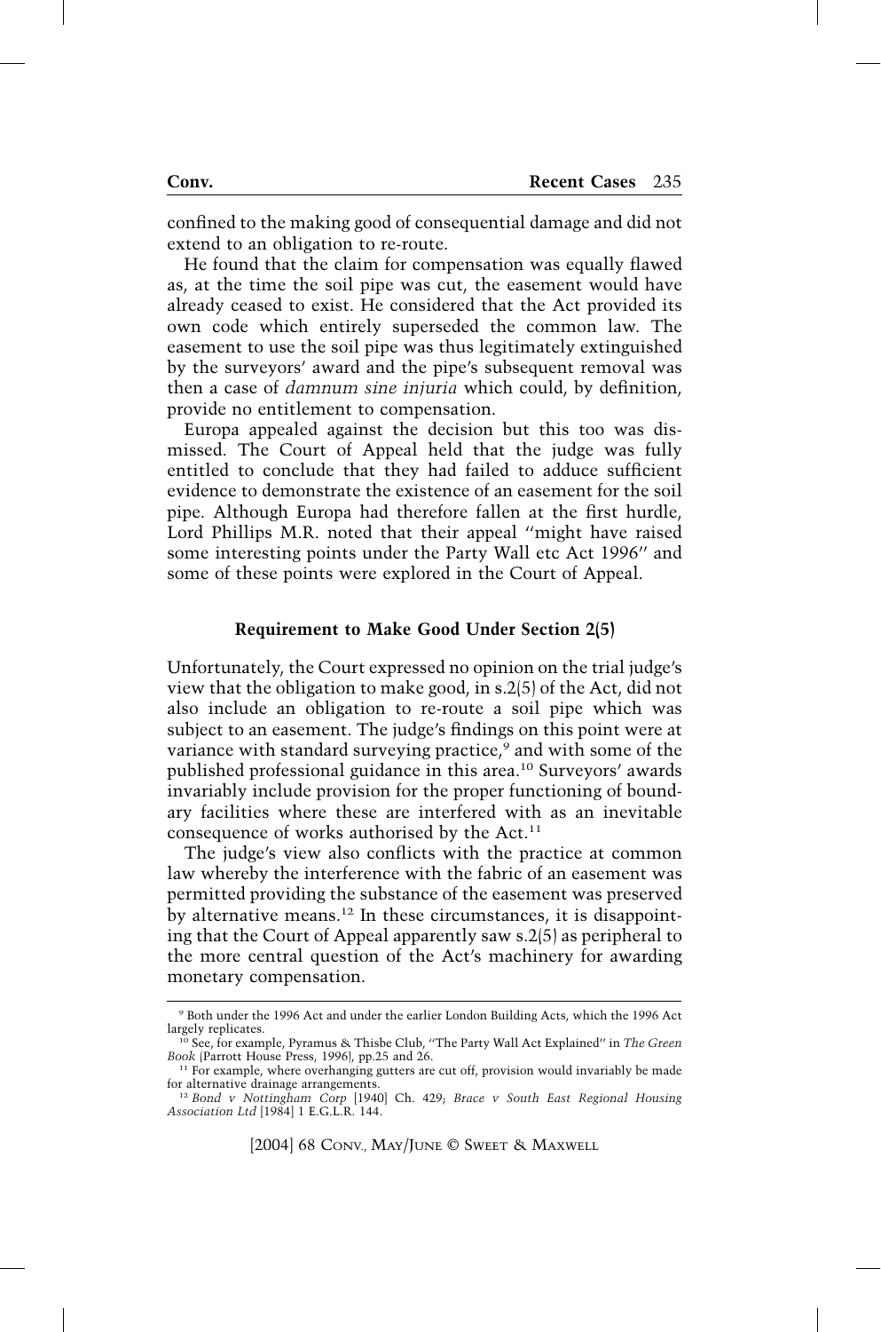confined to the making good of consequential damage and did not extend to an obligation to re-route.

He found that the claim for compensation was equally flawed as, at the time the soil pipe was cut, the easement would have already ceased to exist. He considered that the Act provided its own code which entirely superseded the common law. The easement to use the soil pipe was thus legitimately extinguished by the surveyors' award and the pipe's subsequent removal was then a case of *damnum sine injuria* which could, by definition, provide no entitlement to compensation.

Europa appealed against the decision but this too was dismissed. The Court of Appeal held that the judge was fully entitled to conclude that they had failed to adduce sufficient evidence to demonstrate the existence of an easement for the soil pipe. Although Europa had therefore fallen at the first hurdle, Lord Phillips M.R. noted that their appeal "might have raised some interesting points under the Party Wall etc Act 1996" and some of these points were explored in the Court of Appeal.

### Requirement to Make Good Under Section 2(5)

Unfortunately, the Court expressed no opinion on the trial judge's view that the obligation to make good, in s.2(5) of the Act, did not also include an obligation to re-route a soil pipe which was subject to an easement. The judge's findings on this point were at variance with standard surveying practice,[9] and with some of the published professional guidance in this area.[10] Surveyors' awards invariably include provision for the proper functioning of boundary facilities where these are interfered with as an inevitable consequence of works authorised by the Act.[11]

The judge's view also conflicts with the practice at common law whereby the interference with the fabric of an easement was permitted providing the substance of the easement was preserved by alternative means.[12] In these circumstances, it is disappointing that the Court of Appeal apparently saw s.2(5) as peripheral to the more central question of the Act's machinery for awarding monetary compensation.

---

[9] Both under the 1996 Act and under the earlier London Building Acts, which the 1996 Act largely replicates.

[10] See, for example, Pyramus & Thisbe Club, "The Party Wall Act Explained" in *The Green Book* (Parrott House Press, 1996), pp.25 and 26.

[11] For example, where overhanging gutters are cut off, provision would invariably be made for alternative drainage arrangements.

[12] *Bond v Nottingham Corp* [1940] Ch. 429; *Brace v South East Regional Housing Association Ltd* [1984] 1 E.G.L.R. 144.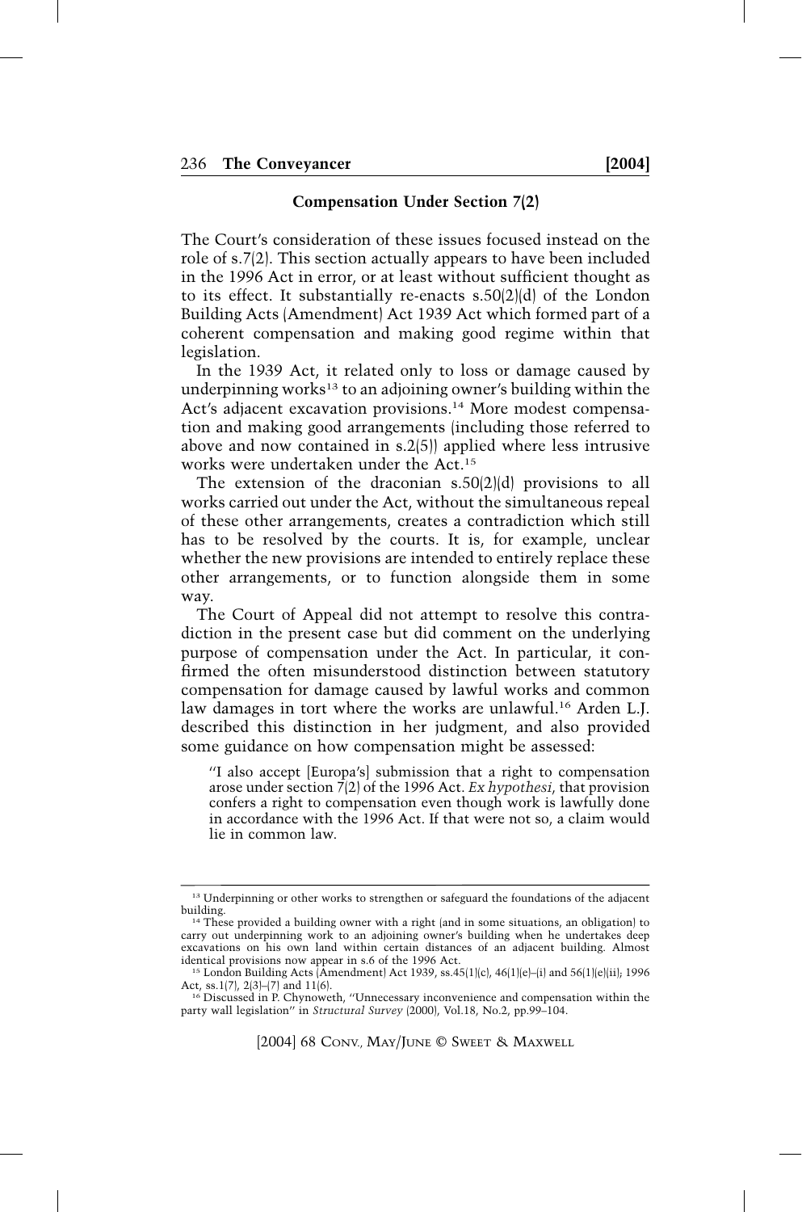## Compensation Under Section 7(2)

The Court's consideration of these issues focused instead on the role of s.7(2). This section actually appears to have been included in the 1996 Act in error, or at least without sufficient thought as to its effect. It substantially re-enacts s.50(2)(d) of the London Building Acts (Amendment) Act 1939 Act which formed part of a coherent compensation and making good regime within that legislation.

In the 1939 Act, it related only to loss or damage caused by underpinning works[13] to an adjoining owner's building within the Act's adjacent excavation provisions.[14] More modest compensation and making good arrangements (including those referred to above and now contained in s.2(5)) applied where less intrusive works were undertaken under the Act.[15]

The extension of the draconian s.50(2)(d) provisions to all works carried out under the Act, without the simultaneous repeal of these other arrangements, creates a contradiction which still has to be resolved by the courts. It is, for example, unclear whether the new provisions are intended to entirely replace these other arrangements, or to function alongside them in some way.

The Court of Appeal did not attempt to resolve this contradiction in the present case but did comment on the underlying purpose of compensation under the Act. In particular, it confirmed the often misunderstood distinction between statutory compensation for damage caused by lawful works and common law damages in tort where the works are unlawful.[16] Arden L.J. described this distinction in her judgment, and also provided some guidance on how compensation might be assessed:

> "I also accept [Europa's] submission that a right to compensation arose under section 7(2) of the 1996 Act. *Ex hypothesi*, that provision confers a right to compensation even though work is lawfully done in accordance with the 1996 Act. If that were not so, a claim would lie in common law.

---

[13] Underpinning or other works to strengthen or safeguard the foundations of the adjacent building.

[14] These provided a building owner with a right (and in some situations, an obligation) to carry out underpinning work to an adjoining owner's building when he undertakes deep excavations on his own land within certain distances of an adjacent building. Almost identical provisions now appear in s.6 of the 1996 Act.

[15] London Building Acts (Amendment) Act 1939, ss.45(1)(c), 46(1)(e)–(i) and 56(1)(e)(ii); 1996 Act, ss.1(7), 2(3)–(7) and 11(6).

[16] Discussed in P. Chynoweth, "Unnecessary inconvenience and compensation within the party wall legislation" in *Structural Survey* (2000), Vol.18, No.2, pp.99–104.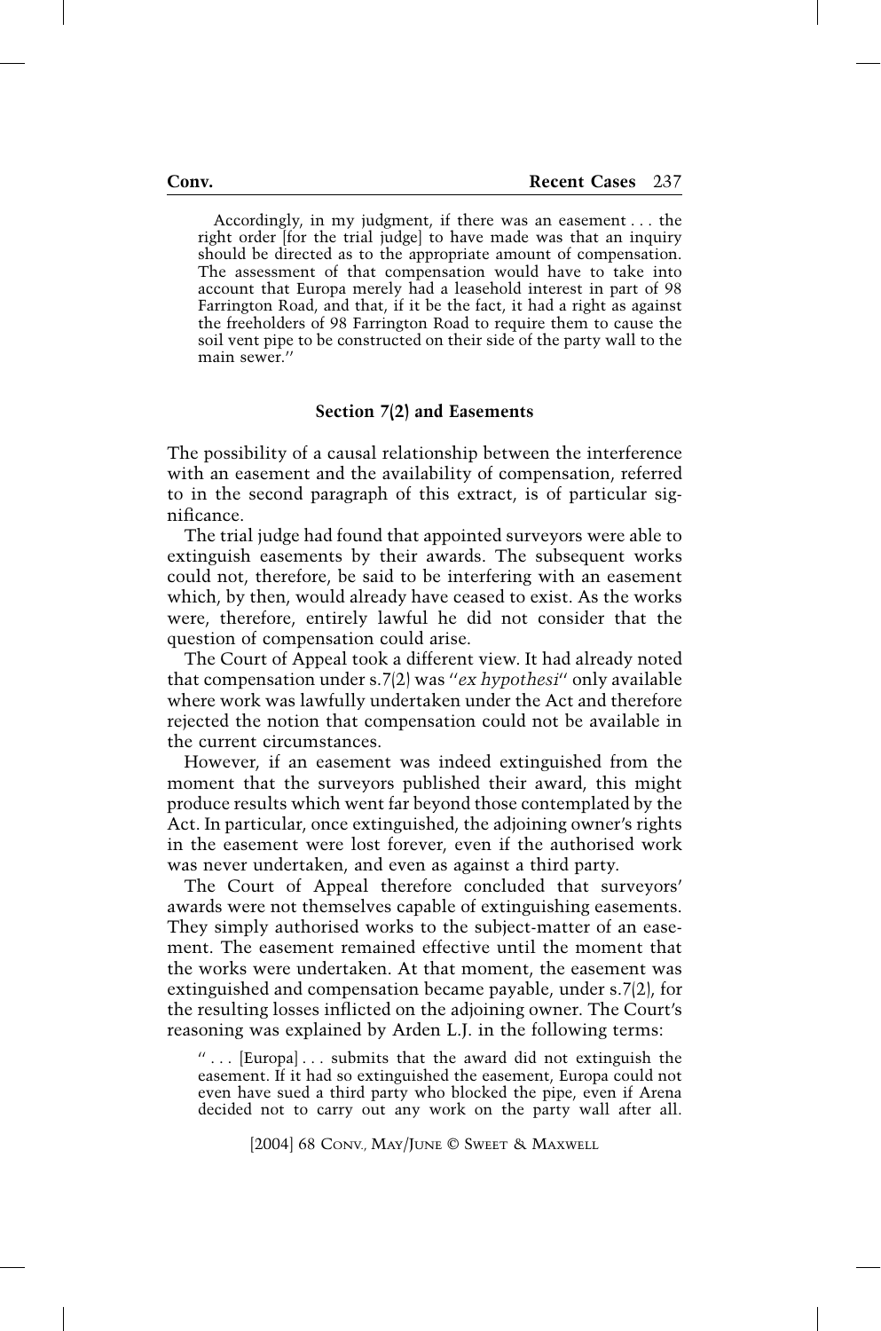> Accordingly, in my judgment, if there was an easement . . . the right order [for the trial judge] to have made was that an inquiry should be directed as to the appropriate amount of compensation. The assessment of that compensation would have to take into account that Europa merely had a leasehold interest in part of 98 Farrington Road, and that, if it be the fact, it had a right as against the freeholders of 98 Farrington Road to require them to cause the soil vent pipe to be constructed on their side of the party wall to the main sewer."

### Section 7(2) and Easements

The possibility of a causal relationship between the interference with an easement and the availability of compensation, referred to in the second paragraph of this extract, is of particular significance.

The trial judge had found that appointed surveyors were able to extinguish easements by their awards. The subsequent works could not, therefore, be said to be interfering with an easement which, by then, would already have ceased to exist. As the works were, therefore, entirely lawful he did not consider that the question of compensation could arise.

The Court of Appeal took a different view. It had already noted that compensation under s.7(2) was "*ex hypothesi*" only available where work was lawfully undertaken under the Act and therefore rejected the notion that compensation could not be available in the current circumstances.

However, if an easement was indeed extinguished from the moment that the surveyors published their award, this might produce results which went far beyond those contemplated by the Act. In particular, once extinguished, the adjoining owner's rights in the easement were lost forever, even if the authorised work was never undertaken, and even as against a third party.

The Court of Appeal therefore concluded that surveyors' awards were not themselves capable of extinguishing easements. They simply authorised works to the subject-matter of an easement. The easement remained effective until the moment that the works were undertaken. At that moment, the easement was extinguished and compensation became payable, under s.7(2), for the resulting losses inflicted on the adjoining owner. The Court's reasoning was explained by Arden L.J. in the following terms:

> " . . . [Europa] . . . submits that the award did not extinguish the easement. If it had so extinguished the easement, Europa could not even have sued a third party who blocked the pipe, even if Arena decided not to carry out any work on the party wall after all.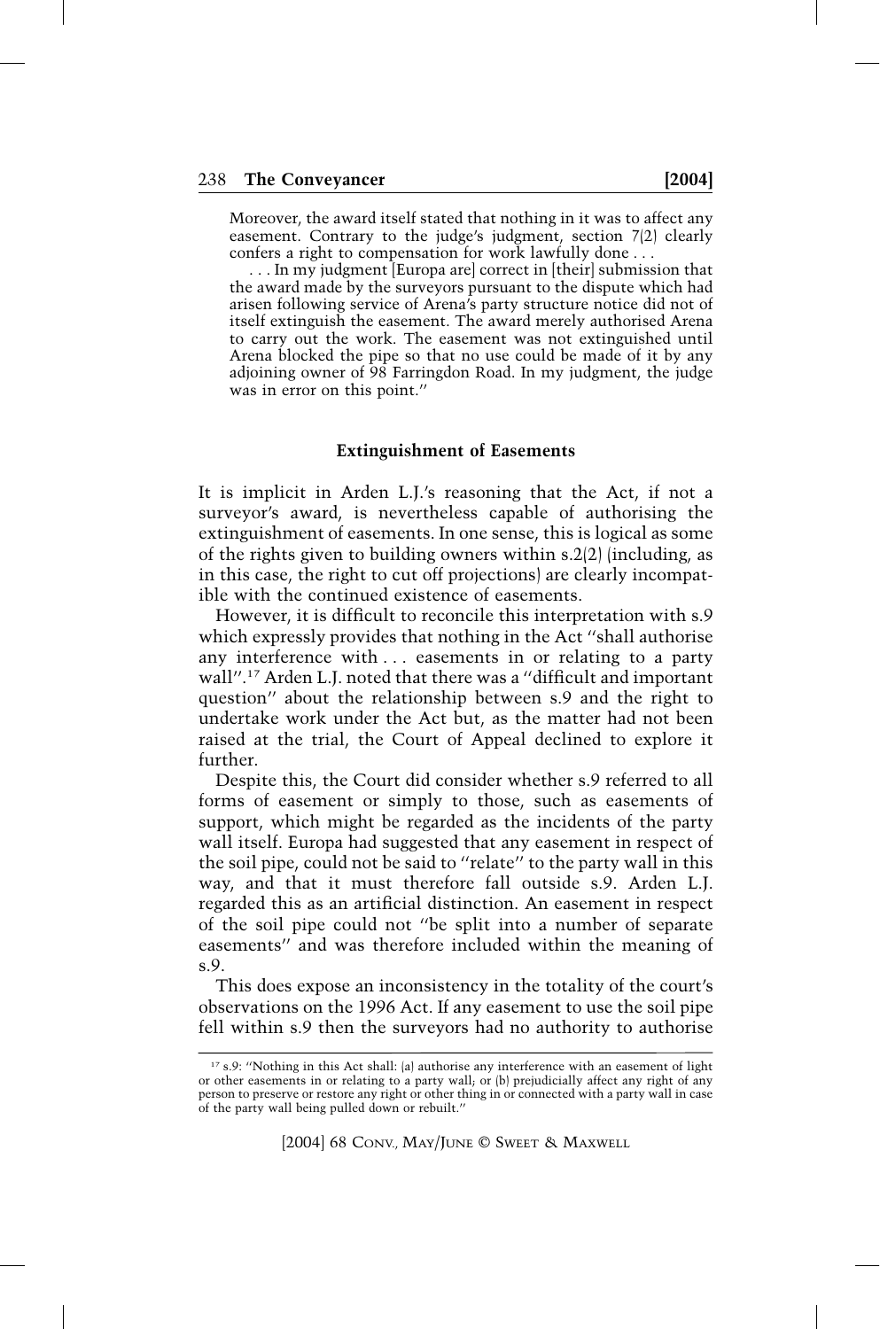> Moreover, the award itself stated that nothing in it was to affect any easement. Contrary to the judge's judgment, section 7(2) clearly confers a right to compensation for work lawfully done . . .
>
> . . . In my judgment [Europa are] correct in [their] submission that the award made by the surveyors pursuant to the dispute which had arisen following service of Arena's party structure notice did not of itself extinguish the easement. The award merely authorised Arena to carry out the work. The easement was not extinguished until Arena blocked the pipe so that no use could be made of it by any adjoining owner of 98 Farringdon Road. In my judgment, the judge was in error on this point."

### Extinguishment of Easements

It is implicit in Arden L.J.'s reasoning that the Act, if not a surveyor's award, is nevertheless capable of authorising the extinguishment of easements. In one sense, this is logical as some of the rights given to building owners within s.2(2) (including, as in this case, the right to cut off projections) are clearly incompatible with the continued existence of easements.

However, it is difficult to reconcile this interpretation with s.9 which expressly provides that nothing in the Act "shall authorise any interference with . . . easements in or relating to a party wall".[17] Arden L.J. noted that there was a "difficult and important question" about the relationship between s.9 and the right to undertake work under the Act but, as the matter had not been raised at the trial, the Court of Appeal declined to explore it further.

Despite this, the Court did consider whether s.9 referred to all forms of easement or simply to those, such as easements of support, which might be regarded as the incidents of the party wall itself. Europa had suggested that any easement in respect of the soil pipe, could not be said to "relate" to the party wall in this way, and that it must therefore fall outside s.9. Arden L.J. regarded this as an artificial distinction. An easement in respect of the soil pipe could not "be split into a number of separate easements" and was therefore included within the meaning of s.9.

This does expose an inconsistency in the totality of the court's observations on the 1996 Act. If any easement to use the soil pipe fell within s.9 then the surveyors had no authority to authorise

---

[17] s.9: "Nothing in this Act shall: (a) authorise any interference with an easement of light or other easements in or relating to a party wall; or (b) prejudicially affect any right of any person to preserve or restore any right or other thing in or connected with a party wall in case of the party wall being pulled down or rebuilt."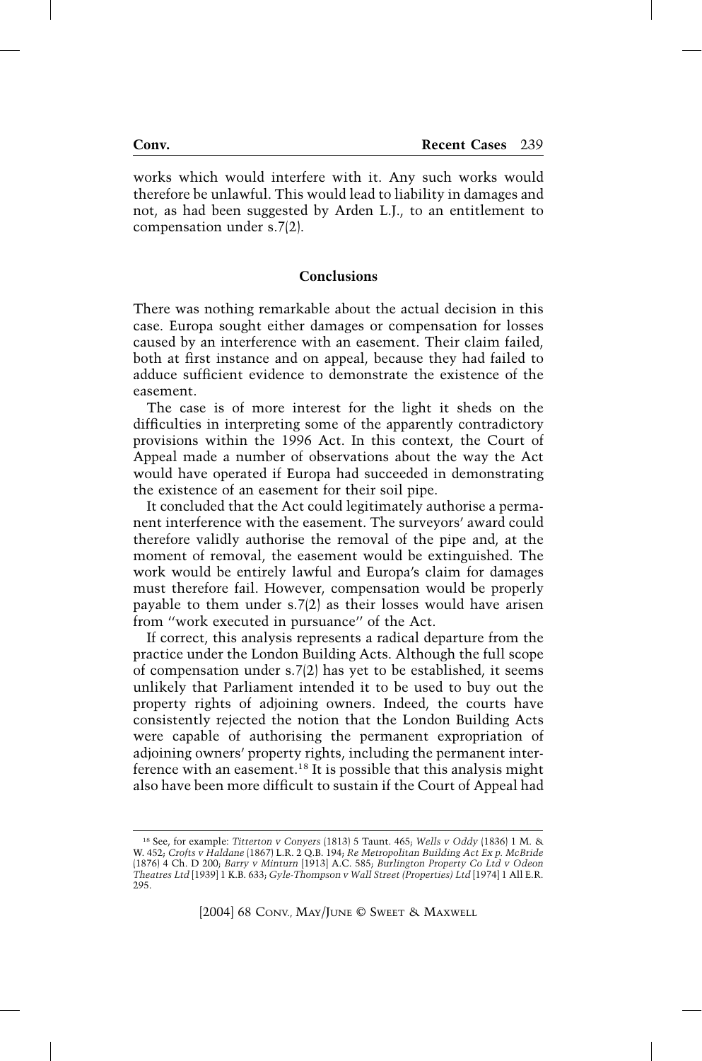works which would interfere with it. Any such works would therefore be unlawful. This would lead to liability in damages and not, as had been suggested by Arden L.J., to an entitlement to compensation under s.7(2).

## Conclusions

There was nothing remarkable about the actual decision in this case. Europa sought either damages or compensation for losses caused by an interference with an easement. Their claim failed, both at first instance and on appeal, because they had failed to adduce sufficient evidence to demonstrate the existence of the easement.

The case is of more interest for the light it sheds on the difficulties in interpreting some of the apparently contradictory provisions within the 1996 Act. In this context, the Court of Appeal made a number of observations about the way the Act would have operated if Europa had succeeded in demonstrating the existence of an easement for their soil pipe.

It concluded that the Act could legitimately authorise a permanent interference with the easement. The surveyors' award could therefore validly authorise the removal of the pipe and, at the moment of removal, the easement would be extinguished. The work would be entirely lawful and Europa's claim for damages must therefore fail. However, compensation would be properly payable to them under s.7(2) as their losses would have arisen from "work executed in pursuance" of the Act.

If correct, this analysis represents a radical departure from the practice under the London Building Acts. Although the full scope of compensation under s.7(2) has yet to be established, it seems unlikely that Parliament intended it to be used to buy out the property rights of adjoining owners. Indeed, the courts have consistently rejected the notion that the London Building Acts were capable of authorising the permanent expropriation of adjoining owners' property rights, including the permanent interference with an easement.[18] It is possible that this analysis might also have been more difficult to sustain if the Court of Appeal had

---

[18] See, for example: *Titterton v Conyers* (1813) 5 Taunt. 465; *Wells v Oddy* (1836) 1 M. & W. 452; *Crofts v Haldane* (1867) L.R. 2 Q.B. 194; *Re Metropolitan Building Act Ex p. McBride* (1876) 4 Ch. D 200; *Barry v Minturn* [1913] A.C. 585; *Burlington Property Co Ltd v Odeon Theatres Ltd* [1939] 1 K.B. 633; *Gyle-Thompson v Wall Street (Properties) Ltd* [1974] 1 All E.R. 295.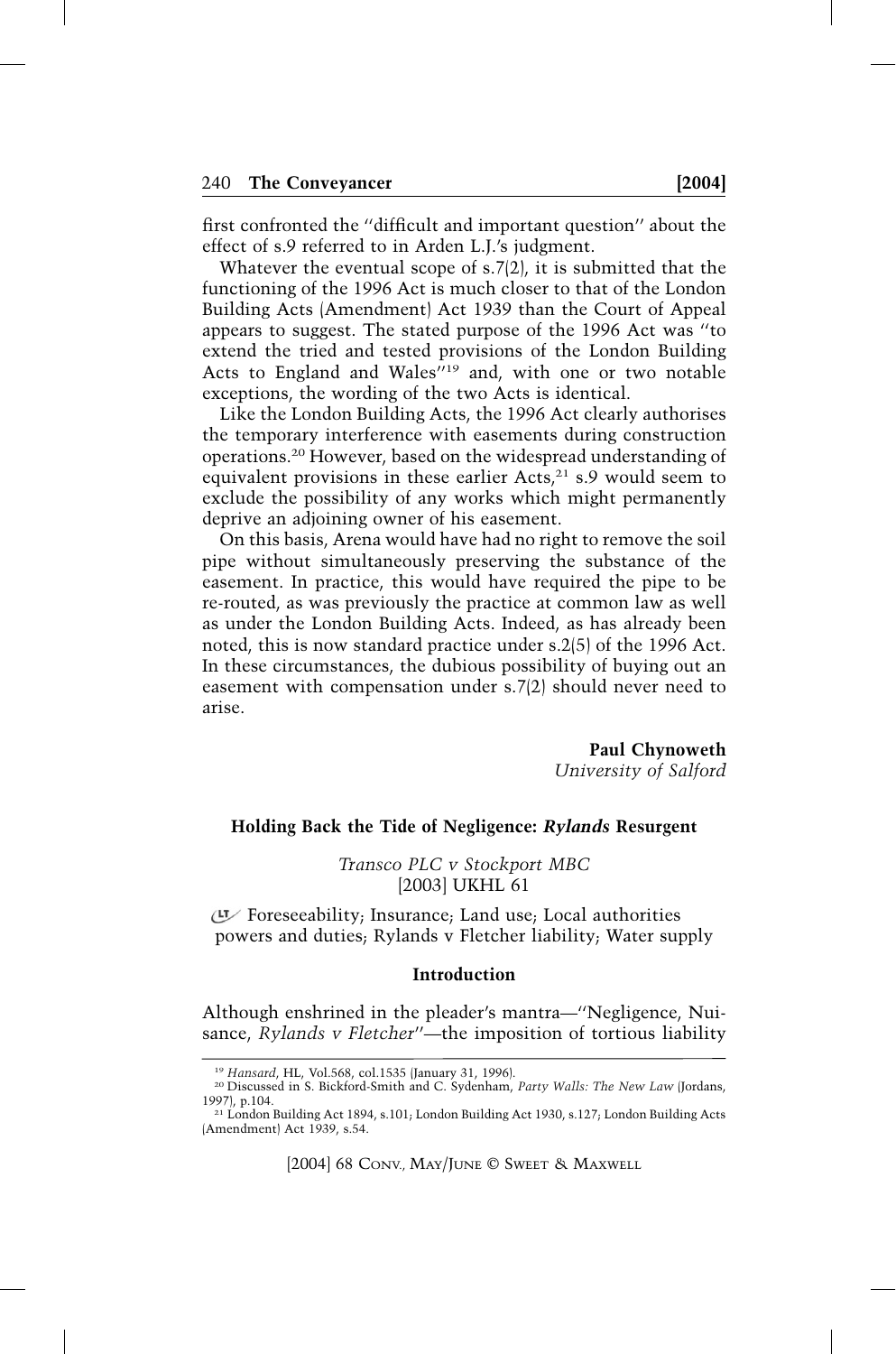first confronted the "difficult and important question" about the effect of s.9 referred to in Arden L.J.'s judgment.

Whatever the eventual scope of s.7(2), it is submitted that the functioning of the 1996 Act is much closer to that of the London Building Acts (Amendment) Act 1939 than the Court of Appeal appears to suggest. The stated purpose of the 1996 Act was "to extend the tried and tested provisions of the London Building Acts to England and Wales"[19] and, with one or two notable exceptions, the wording of the two Acts is identical.

Like the London Building Acts, the 1996 Act clearly authorises the temporary interference with easements during construction operations.[20] However, based on the widespread understanding of equivalent provisions in these earlier Acts,[21] s.9 would seem to exclude the possibility of any works which might permanently deprive an adjoining owner of his easement.

On this basis, Arena would have had no right to remove the soil pipe without simultaneously preserving the substance of the easement. In practice, this would have required the pipe to be re-routed, as was previously the practice at common law as well as under the London Building Acts. Indeed, as has already been noted, this is now standard practice under s.2(5) of the 1996 Act. In these circumstances, the dubious possibility of buying out an easement with compensation under s.7(2) should never need to arise.

**Paul Chynoweth**
*University of Salford*

### Holding Back the Tide of Negligence: *Rylands* Resurgent

*Transco PLC v Stockport MBC*
[2003] UKHL 61

Foreseeability; Insurance; Land use; Local authorities powers and duties; Rylands v Fletcher liability; Water supply

#### Introduction

Although enshrined in the pleader's mantra—"Negligence, Nuisance, *Rylands v Fletcher*"—the imposition of tortious liability

[19] *Hansard*, HL, Vol.568, col.1535 (January 31, 1996).
[20] Discussed in S. Bickford-Smith and C. Sydenham, *Party Walls: The New Law* (Jordans, 1997), p.104.
[21] London Building Act 1894, s.101; London Building Act 1930, s.127; London Building Acts (Amendment) Act 1939, s.54.